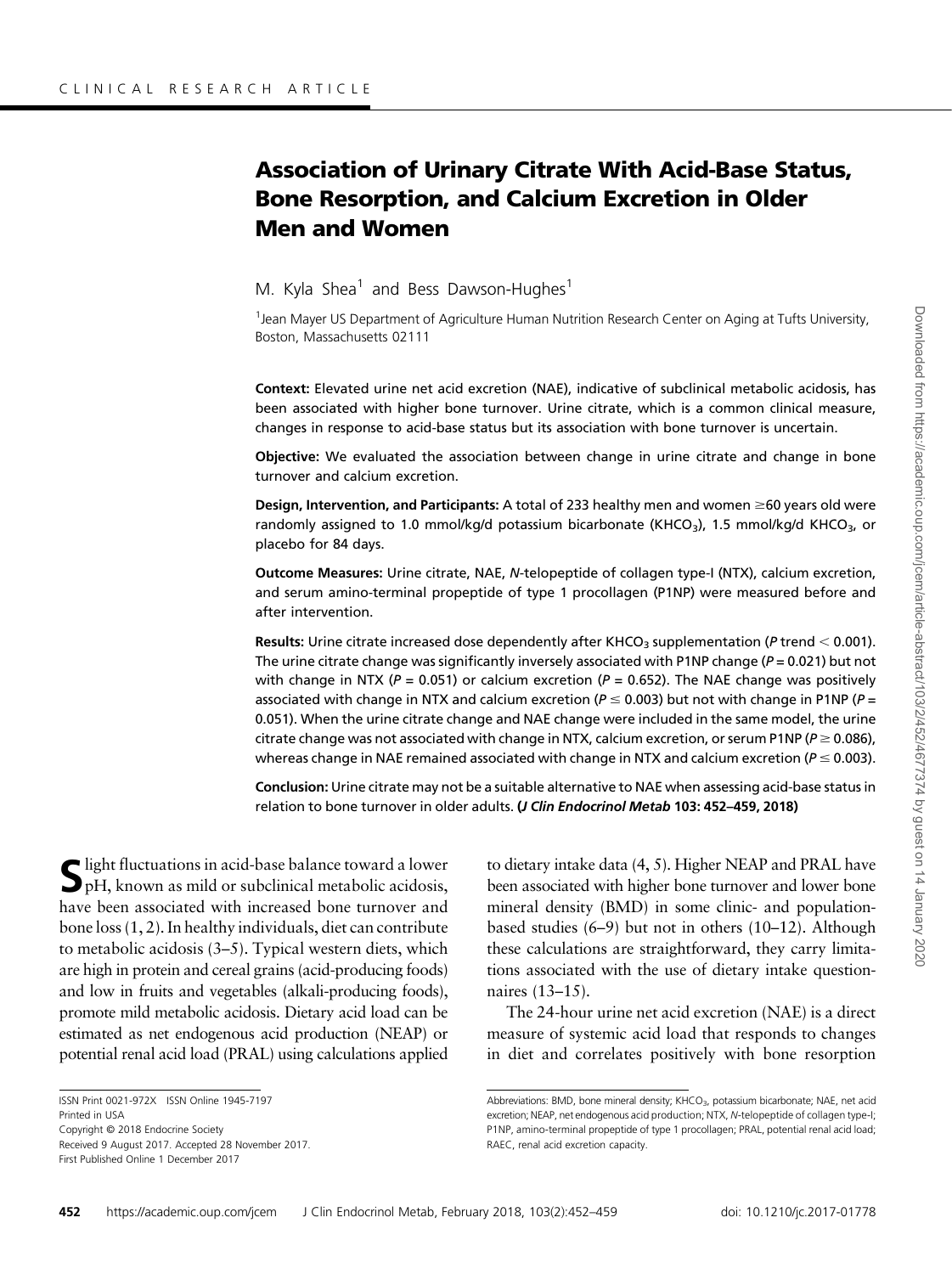# Association of Urinary Citrate With Acid-Base Status, Bone Resorption, and Calcium Excretion in Older Men and Women

M. Kyla Shea[1] and Bess Dawson-Hughes[1]

[1]Jean Mayer US Department of Agriculture Human Nutrition Research Center on Aging at Tufts University, Boston, Massachusetts 02111

**Context:** Elevated urine net acid excretion (NAE), indicative of subclinical metabolic acidosis, has been associated with higher bone turnover. Urine citrate, which is a common clinical measure, changes in response to acid-base status but its association with bone turnover is uncertain.

**Objective:** We evaluated the association between change in urine citrate and change in bone turnover and calcium excretion.

**Design, Intervention, and Participants:** A total of 233 healthy men and women ≥60 years old were randomly assigned to 1.0 mmol/kg/d potassium bicarbonate ($KHCO_3$), 1.5 mmol/kg/d $KHCO_3$, or placebo for 84 days.

**Outcome Measures:** Urine citrate, NAE, *N*-telopeptide of collagen type-I (NTX), calcium excretion, and serum amino-terminal propeptide of type 1 procollagen (P1NP) were measured before and after intervention.

**Results:** Urine citrate increased dose dependently after $KHCO_3$ supplementation (*P* trend < 0.001). The urine citrate change was significantly inversely associated with P1NP change (*P* = 0.021) but not with change in NTX (*P* = 0.051) or calcium excretion (*P* = 0.652). The NAE change was positively associated with change in NTX and calcium excretion (*P* ≤ 0.003) but not with change in P1NP (*P* = 0.051). When the urine citrate change and NAE change were included in the same model, the urine citrate change was not associated with change in NTX, calcium excretion, or serum P1NP (*P* ≥ 0.086), whereas change in NAE remained associated with change in NTX and calcium excretion (*P* ≤ 0.003).

**Conclusion:** Urine citrate may not be a suitable alternative to NAE when assessing acid-base status in relation to bone turnover in older adults. ***(J Clin Endocrinol Metab* 103: 452–459, 2018)**

Slight fluctuations in acid-base balance toward a lower pH, known as mild or subclinical metabolic acidosis, have been associated with increased bone turnover and bone loss (1, 2). In healthy individuals, diet can contribute to metabolic acidosis (3–5). Typical western diets, which are high in protein and cereal grains (acid-producing foods) and low in fruits and vegetables (alkali-producing foods), promote mild metabolic acidosis. Dietary acid load can be estimated as net endogenous acid production (NEAP) or potential renal acid load (PRAL) using calculations applied to dietary intake data (4, 5). Higher NEAP and PRAL have been associated with higher bone turnover and lower bone mineral density (BMD) in some clinic- and population-based studies (6–9) but not in others (10–12). Although these calculations are straightforward, they carry limitations associated with the use of dietary intake questionnaires (13–15).

The 24-hour urine net acid excretion (NAE) is a direct measure of systemic acid load that responds to changes in diet and correlates positively with bone resorption

ISSN Print 0021-972X ISSN Online 1945-7197
Printed in USA
Copyright © 2018 Endocrine Society
Received 9 August 2017. Accepted 28 November 2017.
First Published Online 1 December 2017

Abbreviations: BMD, bone mineral density; $KHCO_3$, potassium bicarbonate; NAE, net acid excretion; NEAP, net endogenous acid production; NTX, *N*-telopeptide of collagen type-I; P1NP, amino-terminal propeptide of type 1 procollagen; PRAL, potential renal acid load; RAEC, renal acid excretion capacity.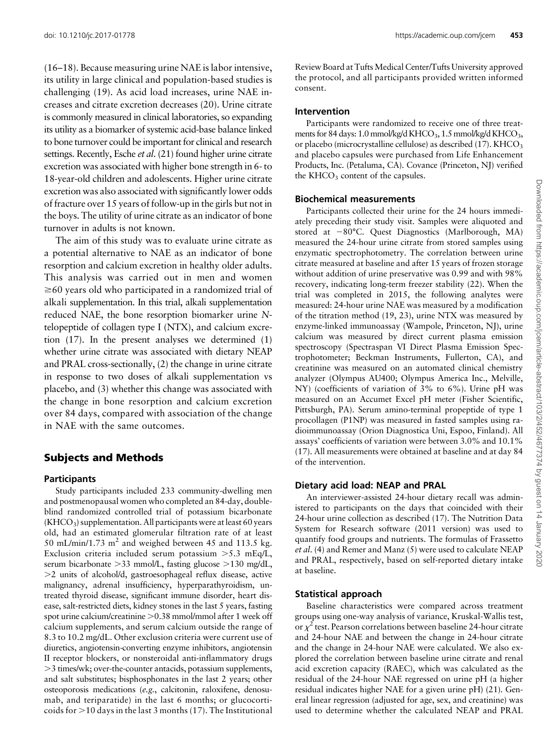(16–18). Because measuring urine NAE is labor intensive, its utility in large clinical and population-based studies is challenging (19). As acid load increases, urine NAE increases and citrate excretion decreases (20). Urine citrate is commonly measured in clinical laboratories, so expanding its utility as a biomarker of systemic acid-base balance linked to bone turnover could be important for clinical and research settings. Recently, Esche *et al*. (21) found higher urine citrate excretion was associated with higher bone strength in 6- to 18-year-old children and adolescents. Higher urine citrate excretion was also associated with significantly lower odds of fracture over 15 years of follow-up in the girls but not in the boys. The utility of urine citrate as an indicator of bone turnover in adults is not known.

The aim of this study was to evaluate urine citrate as a potential alternative to NAE as an indicator of bone resorption and calcium excretion in healthy older adults. This analysis was carried out in men and women ≥60 years old who participated in a randomized trial of alkali supplementation. In this trial, alkali supplementation reduced NAE, the bone resorption biomarker urine *N*-telopeptide of collagen type I (NTX), and calcium excretion (17). In the present analyses we determined (1) whether urine citrate was associated with dietary NEAP and PRAL cross-sectionally, (2) the change in urine citrate in response to two doses of alkali supplementation vs placebo, and (3) whether this change was associated with the change in bone resorption and calcium excretion over 84 days, compared with association of the change in NAE with the same outcomes.

## Subjects and Methods

### Participants

Study participants included 233 community-dwelling men and postmenopausal women who completed an 84-day, double-blind randomized controlled trial of potassium bicarbonate ($KHCO_3$) supplementation. All participants were at least 60 years old, had an estimated glomerular filtration rate of at least 50 mL/min/1.73 $m^2$ and weighed between 45 and 113.5 kg. Exclusion criteria included serum potassium >5.3 mEq/L, serum bicarbonate >33 mmol/L, fasting glucose >130 mg/dL, >2 units of alcohol/d, gastroesophageal reflux disease, active malignancy, adrenal insufficiency, hyperparathyroidism, untreated thyroid disease, significant immune disorder, heart disease, salt-restricted diets, kidney stones in the last 5 years, fasting spot urine calcium/creatinine >0.38 mmol/mmol after 1 week off calcium supplements, and serum calcium outside the range of 8.3 to 10.2 mg/dL. Other exclusion criteria were current use of diuretics, angiotensin-converting enzyme inhibitors, angiotensin II receptor blockers, or nonsteroidal anti-inflammatory drugs >3 times/wk; over-the-counter antacids, potassium supplements, and salt substitutes; bisphosphonates in the last 2 years; other osteoporosis medications (*e.g*., calcitonin, raloxifene, denosumab, and teriparatide) in the last 6 months; or glucocorticoids for >10 days in the last 3 months (17). The Institutional Review Board at Tufts Medical Center/Tufts University approved the protocol, and all participants provided written informed consent.

### Intervention

Participants were randomized to receive one of three treatments for 84 days: 1.0 mmol/kg/d $KHCO_3$, 1.5 mmol/kg/d $KHCO_3$, or placebo (microcrystalline cellulose) as described (17). $KHCO_3$ and placebo capsules were purchased from Life Enhancement Products, Inc. (Petaluma, CA). Covance (Princeton, NJ) verified the $KHCO_3$ content of the capsules.

### Biochemical measurements

Participants collected their urine for the 24 hours immediately preceding their study visit. Samples were aliquoted and stored at −80°C. Quest Diagnostics (Marlborough, MA) measured the 24-hour urine citrate from stored samples using enzymatic spectrophotometry. The correlation between urine citrate measured at baseline and after 15 years of frozen storage without addition of urine preservative was 0.99 and with 98% recovery, indicating long-term freezer stability (22). When the trial was completed in 2015, the following analytes were measured: 24-hour urine NAE was measured by a modification of the titration method (19, 23), urine NTX was measured by enzyme-linked immunoassay (Wampole, Princeton, NJ), urine calcium was measured by direct current plasma emission spectroscopy (Spectraspan VI Direct Plasma Emission Spectrophotometer; Beckman Instruments, Fullerton, CA), and creatinine was measured on an automated clinical chemistry analyzer (Olympus AU400; Olympus America Inc., Melville, NY) (coefficients of variation of 3% to 6%). Urine pH was measured on an Accumet Excel pH meter (Fisher Scientific, Pittsburgh, PA). Serum amino-terminal propeptide of type 1 procollagen (P1NP) was measured in fasted samples using radioimmunoassay (Orion Diagnostica Uni, Espoo, Finland). All assays' coefficients of variation were between 3.0% and 10.1% (17). All measurements were obtained at baseline and at day 84 of the intervention.

### Dietary acid load: NEAP and PRAL

An interviewer-assisted 24-hour dietary recall was administered to participants on the days that coincided with their 24-hour urine collection as described (17). The Nutrition Data System for Research software (2011 version) was used to quantify food groups and nutrients. The formulas of Frassetto *et al*. (4) and Remer and Manz (5) were used to calculate NEAP and PRAL, respectively, based on self-reported dietary intake at baseline.

### Statistical approach

Baseline characteristics were compared across treatment groups using one-way analysis of variance, Kruskal-Wallis test, or $\chi^2$ test. Pearson correlations between baseline 24-hour citrate and 24-hour NAE and between the change in 24-hour citrate and the change in 24-hour NAE were calculated. We also explored the correlation between baseline urine citrate and renal acid excretion capacity (RAEC), which was calculated as the residual of the 24-hour NAE regressed on urine pH (a higher residual indicates higher NAE for a given urine pH) (21). General linear regression (adjusted for age, sex, and creatinine) was used to determine whether the calculated NEAP and PRAL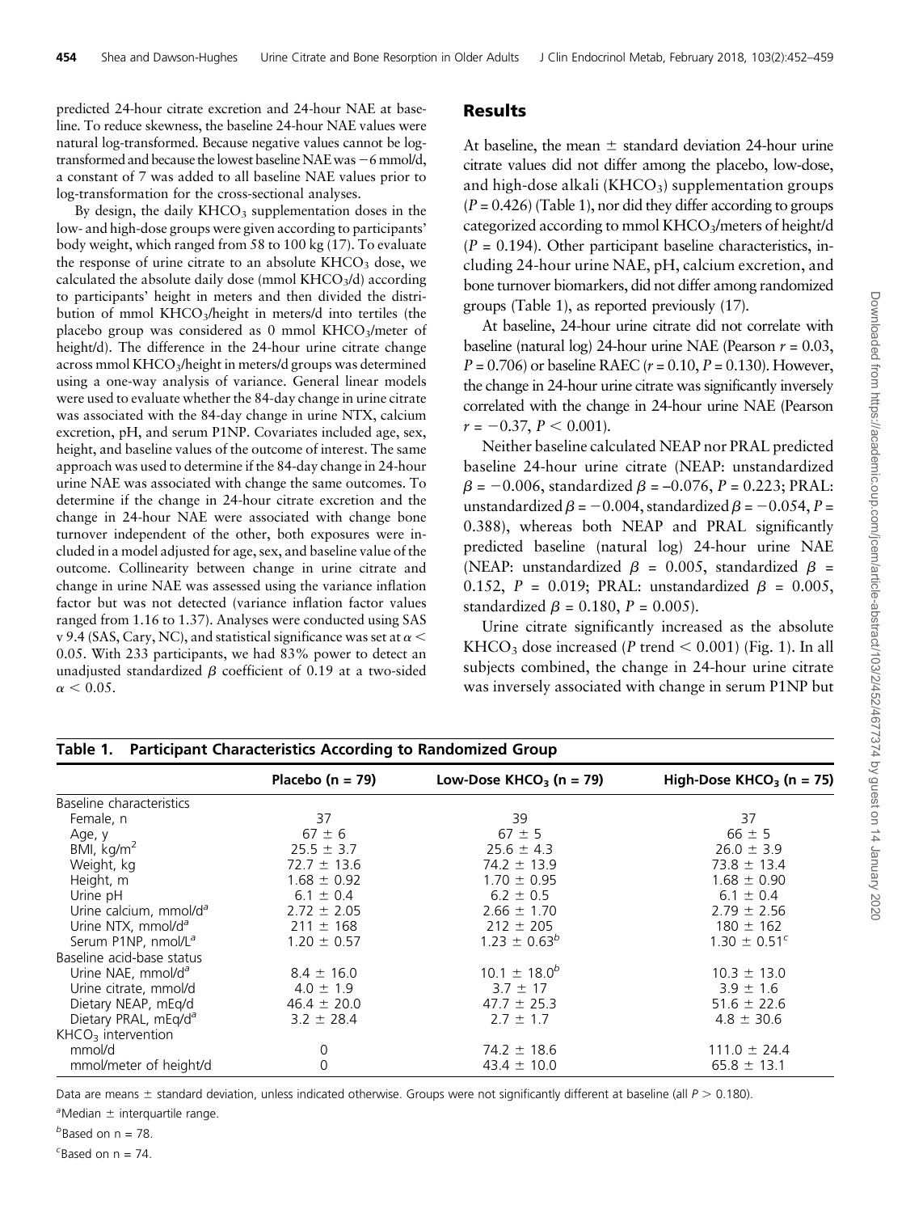predicted 24-hour citrate excretion and 24-hour NAE at baseline. To reduce skewness, the baseline 24-hour NAE values were natural log-transformed. Because negative values cannot be log-transformed and because the lowest baseline NAE was −6 mmol/d, a constant of 7 was added to all baseline NAE values prior to log-transformation for the cross-sectional analyses.

By design, the daily $KHCO_3$ supplementation doses in the low- and high-dose groups were given according to participants' body weight, which ranged from 58 to 100 kg (17). To evaluate the response of urine citrate to an absolute $KHCO_3$ dose, we calculated the absolute daily dose (mmol $KHCO_3$/d) according to participants' height in meters and then divided the distribution of mmol $KHCO_3$/height in meters/d into tertiles (the placebo group was considered as 0 mmol $KHCO_3$/meter of height/d). The difference in the 24-hour urine citrate change across mmol $KHCO_3$/height in meters/d groups was determined using a one-way analysis of variance. General linear models were used to evaluate whether the 84-day change in urine citrate was associated with the 84-day change in urine NTX, calcium excretion, pH, and serum P1NP. Covariates included age, sex, height, and baseline values of the outcome of interest. The same approach was used to determine if the 84-day change in 24-hour urine NAE was associated with change the same outcomes. To determine if the change in 24-hour citrate excretion and the change in 24-hour NAE were associated with change bone turnover independent of the other, both exposures were included in a model adjusted for age, sex, and baseline value of the outcome. Collinearity between change in urine citrate and change in urine NAE was assessed using the variance inflation factor but was not detected (variance inflation factor values ranged from 1.16 to 1.37). Analyses were conducted using SAS v 9.4 (SAS, Cary, NC), and statistical significance was set at $\alpha < 0.05$. With 233 participants, we had 83% power to detect an unadjusted standardized $\beta$ coefficient of 0.19 at a two-sided $\alpha < 0.05$.

## Results

At baseline, the mean ± standard deviation 24-hour urine citrate values did not differ among the placebo, low-dose, and high-dose alkali ($KHCO_3$) supplementation groups ($P = 0.426$) (Table 1), nor did they differ according to groups categorized according to mmol $KHCO_3$/meters of height/d ($P = 0.194$). Other participant baseline characteristics, including 24-hour urine NAE, pH, calcium excretion, and bone turnover biomarkers, did not differ among randomized groups (Table 1), as reported previously (17).

At baseline, 24-hour urine citrate did not correlate with baseline (natural log) 24-hour urine NAE (Pearson $r = 0.03$, $P = 0.706$) or baseline RAEC ($r = 0.10$, $P = 0.130$). However, the change in 24-hour urine citrate was significantly inversely correlated with the change in 24-hour urine NAE (Pearson $r = -0.37$, $P < 0.001$).

Neither baseline calculated NEAP nor PRAL predicted baseline 24-hour urine citrate (NEAP: unstandardized $\beta = -0.006$, standardized $\beta = -0.076$, $P = 0.223$; PRAL: unstandardized $\beta = -0.004$, standardized $\beta = -0.054$, $P = 0.388$), whereas both NEAP and PRAL significantly predicted baseline (natural log) 24-hour urine NAE (NEAP: unstandardized $\beta = 0.005$, standardized $\beta = 0.152$, $P = 0.019$; PRAL: unstandardized $\beta = 0.005$, standardized $\beta = 0.180$, $P = 0.005$).

Urine citrate significantly increased as the absolute $KHCO_3$ dose increased ($P$ trend $< 0.001$) (Fig. 1). In all subjects combined, the change in 24-hour urine citrate was inversely associated with change in serum P1NP but

**Table 1. Participant Characteristics According to Randomized Group**

| | Placebo (n = 79) | Low-Dose $KHCO_3$ (n = 79) | High-Dose $KHCO_3$ (n = 75) |
|---|---|---|---|
| Baseline characteristics | | | |
| Female, n | 37 | 39 | 37 |
| Age, y | 67 ± 6 | 67 ± 5 | 66 ± 5 |
| BMI, kg/m$^2$ | 25.5 ± 3.7 | 25.6 ± 4.3 | 26.0 ± 3.9 |
| Weight, kg | 72.7 ± 13.6 | 74.2 ± 13.9 | 73.8 ± 13.4 |
| Height, m | 1.68 ± 0.92 | 1.70 ± 0.95 | 1.68 ± 0.90 |
| Urine pH | 6.1 ± 0.4 | 6.2 ± 0.5 | 6.1 ± 0.4 |
| Urine calcium, mmol/d[a] | 2.72 ± 2.05 | 2.66 ± 1.70 | 2.79 ± 2.56 |
| Urine NTX, mmol/d[a] | 211 ± 168 | 212 ± 205 | 180 ± 162 |
| Serum P1NP, nmol/L[a] | 1.20 ± 0.57 | 1.23 ± 0.63[b] | 1.30 ± 0.51[c] |
| Baseline acid-base status | | | |
| Urine NAE, mmol/d[a] | 8.4 ± 16.0 | 10.1 ± 18.0[b] | 10.3 ± 13.0 |
| Urine citrate, mmol/d | 4.0 ± 1.9 | 3.7 ± 17 | 3.9 ± 1.6 |
| Dietary NEAP, mEq/d | 46.4 ± 20.0 | 47.7 ± 25.3 | 51.6 ± 22.6 |
| Dietary PRAL, mEq/d[a] | 3.2 ± 28.4 | 2.7 ± 1.7 | 4.8 ± 30.6 |
| $KHCO_3$ intervention | | | |
| mmol/d | 0 | 74.2 ± 18.6 | 111.0 ± 24.4 |
| mmol/meter of height/d | 0 | 43.4 ± 10.0 | 65.8 ± 13.1 |

Data are means ± standard deviation, unless indicated otherwise. Groups were not significantly different at baseline (all $P > 0.180$).

[a]Median ± interquartile range.

[b]Based on n = 78.

[c]Based on n = 74.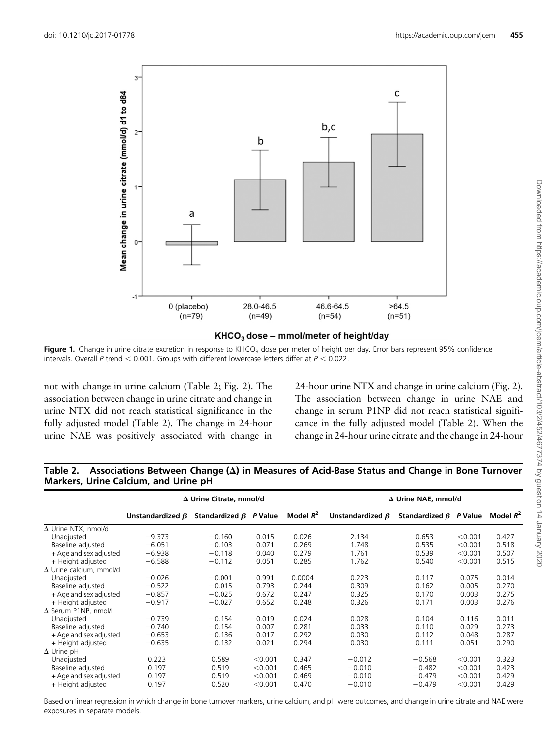Figure 1. Change in urine citrate excretion in response to $KHCO_3$ dose per meter of height per day. Error bars represent 95% confidence intervals. Overall $P$ trend $< 0.001$. Groups with different lowercase letters differ at $P < 0.022$.

not with change in urine calcium (Table 2; Fig. 2). The association between change in urine citrate and change in urine NTX did not reach statistical significance in the fully adjusted model (Table 2). The change in 24-hour urine NAE was positively associated with change in 24-hour urine NTX and change in urine calcium (Fig. 2). The association between change in urine NAE and change in serum P1NP did not reach statistical significance in the fully adjusted model (Table 2). When the change in 24-hour urine citrate and the change in 24-hour

**Table 2. Associations Between Change (Δ) in Measures of Acid-Base Status and Change in Bone Turnover Markers, Urine Calcium, and Urine pH**

| | Δ Urine Citrate, mmol/d | | | | Δ Urine NAE, mmol/d | | | |
|---|---|---|---|---|---|---|---|---|
| | Unstandardized $\beta$ | Standardized $\beta$ | $P$ Value | Model $R^2$ | Unstandardized $\beta$ | Standardized $\beta$ | $P$ Value | Model $R^2$ |
| Δ Urine NTX, nmol/d | | | | | | | | |
| Unadjusted | −9.373 | −0.160 | 0.015 | 0.026 | 2.134 | 0.653 | <0.001 | 0.427 |
| Baseline adjusted | −6.051 | −0.103 | 0.071 | 0.269 | 1.748 | 0.535 | <0.001 | 0.518 |
| + Age and sex adjusted | −6.938 | −0.118 | 0.040 | 0.279 | 1.761 | 0.539 | <0.001 | 0.507 |
| + Height adjusted | −6.588 | −0.112 | 0.051 | 0.285 | 1.762 | 0.540 | <0.001 | 0.515 |
| Δ Urine calcium, mmol/d | | | | | | | | |
| Unadjusted | −0.026 | −0.001 | 0.991 | 0.0004 | 0.223 | 0.117 | 0.075 | 0.014 |
| Baseline adjusted | −0.522 | −0.015 | 0.793 | 0.244 | 0.309 | 0.162 | 0.005 | 0.270 |
| + Age and sex adjusted | −0.857 | −0.025 | 0.672 | 0.247 | 0.325 | 0.170 | 0.003 | 0.275 |
| + Height adjusted | −0.917 | −0.027 | 0.652 | 0.248 | 0.326 | 0.171 | 0.003 | 0.276 |
| Δ Serum P1NP, nmol/L | | | | | | | | |
| Unadjusted | −0.739 | −0.154 | 0.019 | 0.024 | 0.028 | 0.104 | 0.116 | 0.011 |
| Baseline adjusted | −0.740 | −0.154 | 0.007 | 0.281 | 0.033 | 0.110 | 0.029 | 0.273 |
| + Age and sex adjusted | −0.653 | −0.136 | 0.017 | 0.292 | 0.030 | 0.112 | 0.048 | 0.287 |
| + Height adjusted | −0.635 | −0.132 | 0.021 | 0.294 | 0.030 | 0.111 | 0.051 | 0.290 |
| Δ Urine pH | | | | | | | | |
| Unadjusted | 0.223 | 0.589 | <0.001 | 0.347 | −0.012 | −0.568 | <0.001 | 0.323 |
| Baseline adjusted | 0.197 | 0.519 | <0.001 | 0.465 | −0.010 | −0.482 | <0.001 | 0.423 |
| + Age and sex adjusted | 0.197 | 0.519 | <0.001 | 0.469 | −0.010 | −0.479 | <0.001 | 0.429 |
| + Height adjusted | 0.197 | 0.520 | <0.001 | 0.470 | −0.010 | −0.479 | <0.001 | 0.429 |

Based on linear regression in which change in bone turnover markers, urine calcium, and pH were outcomes, and change in urine citrate and NAE were exposures in separate models.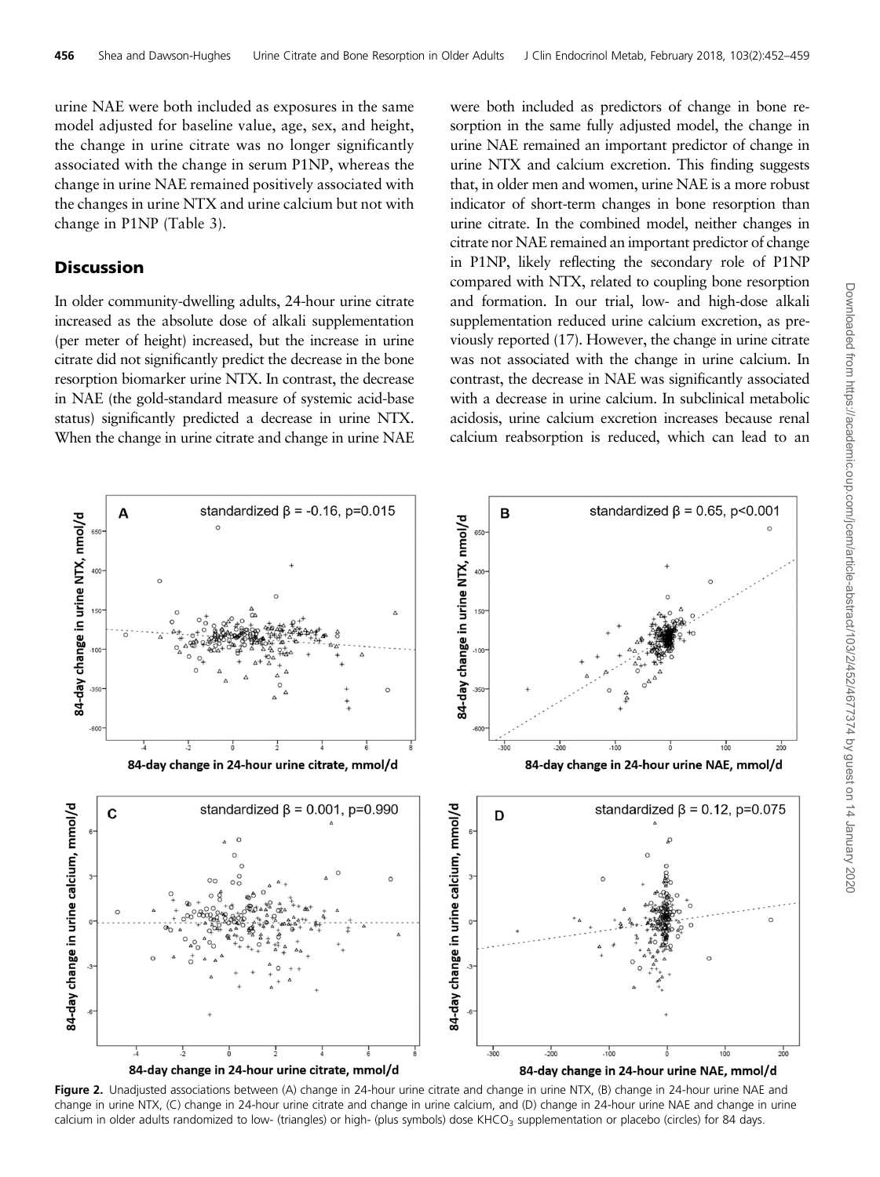urine NAE were both included as exposures in the same model adjusted for baseline value, age, sex, and height, the change in urine citrate was no longer significantly associated with the change in serum P1NP, whereas the change in urine NAE remained positively associated with the changes in urine NTX and urine calcium but not with change in P1NP (Table 3).

## Discussion

In older community-dwelling adults, 24-hour urine citrate increased as the absolute dose of alkali supplementation (per meter of height) increased, but the increase in urine citrate did not significantly predict the decrease in the bone resorption biomarker urine NTX. In contrast, the decrease in NAE (the gold-standard measure of systemic acid-base status) significantly predicted a decrease in urine NTX. When the change in urine citrate and change in urine NAE were both included as predictors of change in bone resorption in the same fully adjusted model, the change in urine NAE remained an important predictor of change in urine NTX and calcium excretion. This finding suggests that, in older men and women, urine NAE is a more robust indicator of short-term changes in bone resorption than urine citrate. In the combined model, neither changes in citrate nor NAE remained an important predictor of change in P1NP, likely reflecting the secondary role of P1NP compared with NTX, related to coupling bone resorption and formation. In our trial, low- and high-dose alkali supplementation reduced urine calcium excretion, as previously reported (17). However, the change in urine citrate was not associated with the change in urine calcium. In contrast, the decrease in NAE was significantly associated with a decrease in urine calcium. In subclinical metabolic acidosis, urine calcium excretion increases because renal calcium reabsorption is reduced, which can lead to an

**Figure 2.** Unadjusted associations between (A) change in 24-hour urine citrate and change in urine NTX, (B) change in 24-hour urine NAE and change in urine NTX, (C) change in 24-hour urine citrate and change in urine calcium, and (D) change in 24-hour urine NAE and change in urine calcium in older adults randomized to low- (triangles) or high- (plus symbols) dose $KHCO_3$ supplementation or placebo (circles) for 84 days.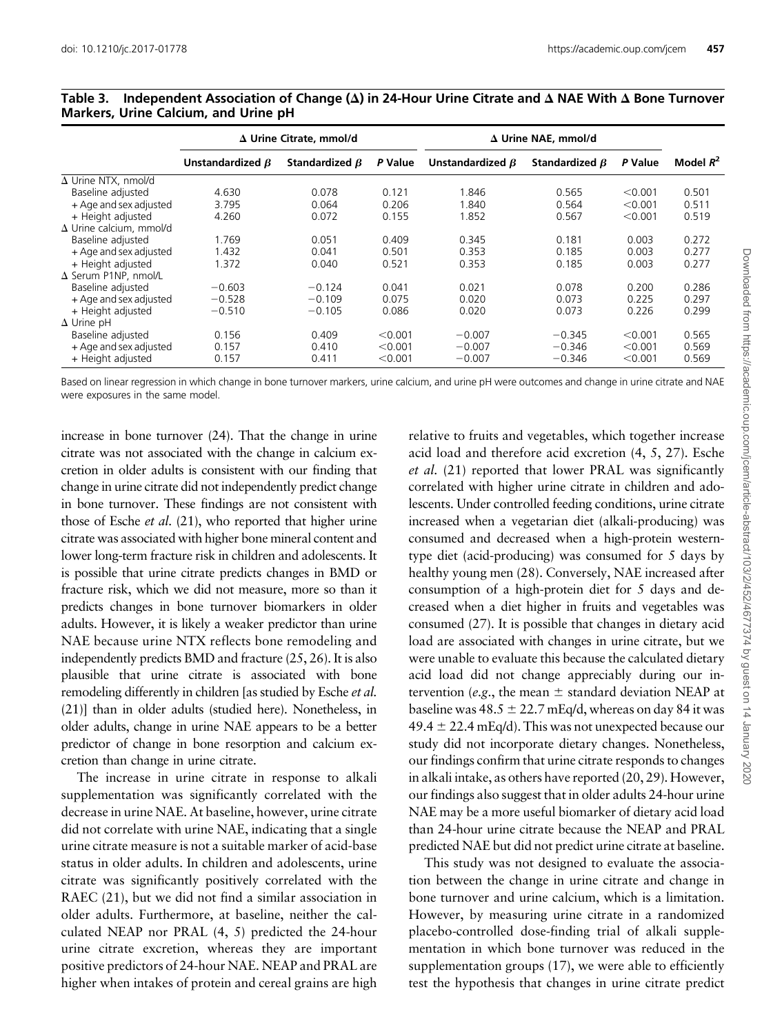**Table 3. Independent Association of Change (Δ) in 24-Hour Urine Citrate and Δ NAE With Δ Bone Turnover Markers, Urine Calcium, and Urine pH**

| | Δ Urine Citrate, mmol/d | | | Δ Urine NAE, mmol/d | | | |
|---|---|---|---|---|---|---|---|
| | Unstandardized $\beta$ | Standardized $\beta$ | P Value | Unstandardized $\beta$ | Standardized $\beta$ | P Value | Model $R^2$ |
| Δ Urine NTX, nmol/d | | | | | | | |
| Baseline adjusted | 4.630 | 0.078 | 0.121 | 1.846 | 0.565 | <0.001 | 0.501 |
| + Age and sex adjusted | 3.795 | 0.064 | 0.206 | 1.840 | 0.564 | <0.001 | 0.511 |
| + Height adjusted | 4.260 | 0.072 | 0.155 | 1.852 | 0.567 | <0.001 | 0.519 |
| Δ Urine calcium, mmol/d | | | | | | | |
| Baseline adjusted | 1.769 | 0.051 | 0.409 | 0.345 | 0.181 | 0.003 | 0.272 |
| + Age and sex adjusted | 1.432 | 0.041 | 0.501 | 0.353 | 0.185 | 0.003 | 0.277 |
| + Height adjusted | 1.372 | 0.040 | 0.521 | 0.353 | 0.185 | 0.003 | 0.277 |
| Δ Serum P1NP, nmol/L | | | | | | | |
| Baseline adjusted | −0.603 | −0.124 | 0.041 | 0.021 | 0.078 | 0.200 | 0.286 |
| + Age and sex adjusted | −0.528 | −0.109 | 0.075 | 0.020 | 0.073 | 0.225 | 0.297 |
| + Height adjusted | −0.510 | −0.105 | 0.086 | 0.020 | 0.073 | 0.226 | 0.299 |
| Δ Urine pH | | | | | | | |
| Baseline adjusted | 0.156 | 0.409 | <0.001 | −0.007 | −0.345 | <0.001 | 0.565 |
| + Age and sex adjusted | 0.157 | 0.410 | <0.001 | −0.007 | −0.346 | <0.001 | 0.569 |
| + Height adjusted | 0.157 | 0.411 | <0.001 | −0.007 | −0.346 | <0.001 | 0.569 |

Based on linear regression in which change in bone turnover markers, urine calcium, and urine pH were outcomes and change in urine citrate and NAE were exposures in the same model.

increase in bone turnover (24). That the change in urine citrate was not associated with the change in calcium excretion in older adults is consistent with our finding that change in urine citrate did not independently predict change in bone turnover. These findings are not consistent with those of Esche *et al.* (21), who reported that higher urine citrate was associated with higher bone mineral content and lower long-term fracture risk in children and adolescents. It is possible that urine citrate predicts changes in BMD or fracture risk, which we did not measure, more so than it predicts changes in bone turnover biomarkers in older adults. However, it is likely a weaker predictor than urine NAE because urine NTX reflects bone remodeling and independently predicts BMD and fracture (25, 26). It is also plausible that urine citrate is associated with bone remodeling differently in children [as studied by Esche *et al.* (21)] than in older adults (studied here). Nonetheless, in older adults, change in urine NAE appears to be a better predictor of change in bone resorption and calcium excretion than change in urine citrate.

The increase in urine citrate in response to alkali supplementation was significantly correlated with the decrease in urine NAE. At baseline, however, urine citrate did not correlate with urine NAE, indicating that a single urine citrate measure is not a suitable marker of acid-base status in older adults. In children and adolescents, urine citrate was significantly positively correlated with the RAEC (21), but we did not find a similar association in older adults. Furthermore, at baseline, neither the calculated NEAP nor PRAL (4, 5) predicted the 24-hour urine citrate excretion, whereas they are important positive predictors of 24-hour NAE. NEAP and PRAL are higher when intakes of protein and cereal grains are high relative to fruits and vegetables, which together increase acid load and therefore acid excretion (4, 5, 27). Esche *et al.* (21) reported that lower PRAL was significantly correlated with higher urine citrate in children and adolescents. Under controlled feeding conditions, urine citrate increased when a vegetarian diet (alkali-producing) was consumed and decreased when a high-protein western-type diet (acid-producing) was consumed for 5 days by healthy young men (28). Conversely, NAE increased after consumption of a high-protein diet for 5 days and decreased when a diet higher in fruits and vegetables was consumed (27). It is possible that changes in dietary acid load are associated with changes in urine citrate, but we were unable to evaluate this because the calculated dietary acid load did not change appreciably during our intervention (*e.g.*, the mean ± standard deviation NEAP at baseline was 48.5 ± 22.7 mEq/d, whereas on day 84 it was 49.4 ± 22.4 mEq/d). This was not unexpected because our study did not incorporate dietary changes. Nonetheless, our findings confirm that urine citrate responds to changes in alkali intake, as others have reported (20, 29). However, our findings also suggest that in older adults 24-hour urine NAE may be a more useful biomarker of dietary acid load than 24-hour urine citrate because the NEAP and PRAL predicted NAE but did not predict urine citrate at baseline.

This study was not designed to evaluate the association between the change in urine citrate and change in bone turnover and urine calcium, which is a limitation. However, by measuring urine citrate in a randomized placebo-controlled dose-finding trial of alkali supplementation in which bone turnover was reduced in the supplementation groups (17), we were able to efficiently test the hypothesis that changes in urine citrate predict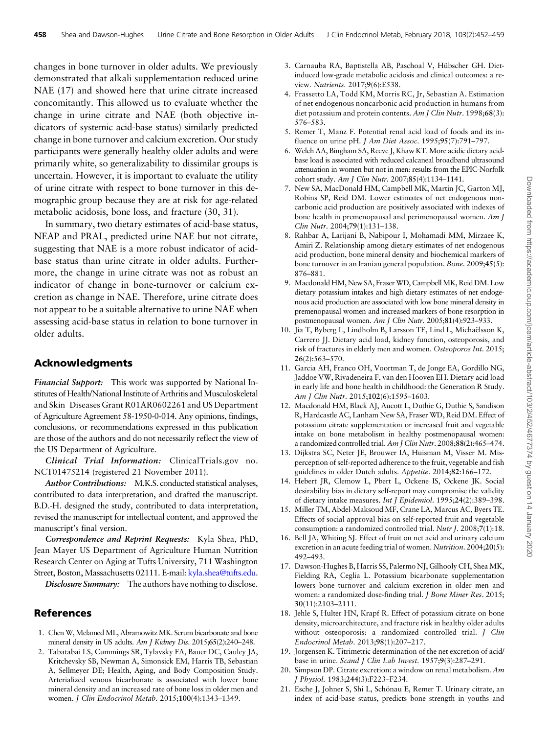changes in bone turnover in older adults. We previously demonstrated that alkali supplementation reduced urine NAE (17) and showed here that urine citrate increased concomitantly. This allowed us to evaluate whether the change in urine citrate and NAE (both objective indicators of systemic acid-base status) similarly predicted change in bone turnover and calcium excretion. Our study participants were generally healthy older adults and were primarily white, so generalizability to dissimilar groups is uncertain. However, it is important to evaluate the utility of urine citrate with respect to bone turnover in this demographic group because they are at risk for age-related metabolic acidosis, bone loss, and fracture (30, 31).

In summary, two dietary estimates of acid-base status, NEAP and PRAL, predicted urine NAE but not citrate, suggesting that NAE is a more robust indicator of acid-base status than urine citrate in older adults. Furthermore, the change in urine citrate was not as robust an indicator of change in bone-turnover or calcium excretion as change in NAE. Therefore, urine citrate does not appear to be a suitable alternative to urine NAE when assessing acid-base status in relation to bone turnover in older adults.

## Acknowledgments

***Financial Support:*** This work was supported by National Institutes of Health/National Institute of Arthritis and Musculoskeletal and Skin Diseases Grant R01AR0602261 and US Department of Agriculture Agreement 58-1950-0-014. Any opinions, findings, conclusions, or recommendations expressed in this publication are those of the authors and do not necessarily reflect the view of the US Department of Agriculture.

***Clinical Trial Information:*** ClinicalTrials.gov no. NCT01475214 (registered 21 November 2011).

***Author Contributions:*** M.K.S. conducted statistical analyses, contributed to data interpretation, and drafted the manuscript. B.D.-H. designed the study, contributed to data interpretation, revised the manuscript for intellectual content, and approved the manuscript's final version.

***Correspondence and Reprint Requests:*** Kyla Shea, PhD, Jean Mayer US Department of Agriculture Human Nutrition Research Center on Aging at Tufts University, 711 Washington Street, Boston, Massachusetts 02111. E-mail: kyla.shea@tufts.edu.

***Disclosure Summary:*** The authors have nothing to disclose.

## References

1. Chen W, Melamed ML, Abramowitz MK. Serum bicarbonate and bone mineral density in US adults. *Am J Kidney Dis*. 2015;**65**(2):240–248.
2. Tabatabai LS, Cummings SR, Tylavsky FA, Bauer DC, Cauley JA, Kritchevsky SB, Newman A, Simonsick EM, Harris TB, Sebastian A, Sellmeyer DE; Health, Aging, and Body Composition Study. Arterialized venous bicarbonate is associated with lower bone mineral density and an increased rate of bone loss in older men and women. *J Clin Endocrinol Metab*. 2015;**100**(4):1343–1349.
3. Carnauba RA, Baptistella AB, Paschoal V, Hübscher GH. Diet-induced low-grade metabolic acidosis and clinical outcomes: a review. *Nutrients*. 2017;**9**(6):E538.
4. Frassetto LA, Todd KM, Morris RC, Jr, Sebastian A. Estimation of net endogenous noncarbonic acid production in humans from diet potassium and protein contents. *Am J Clin Nutr*. 1998;**68**(3): 576–583.
5. Remer T, Manz F. Potential renal acid load of foods and its influence on urine pH. *J Am Diet Assoc*. 1995;**95**(7):791–797.
6. Welch AA, Bingham SA, Reeve J, Khaw KT. More acidic dietary acid-base load is associated with reduced calcaneal broadband ultrasound attenuation in women but not in men: results from the EPIC-Norfolk cohort study. *Am J Clin Nutr*. 2007;**85**(4):1134–1141.
7. New SA, MacDonald HM, Campbell MK, Martin JC, Garton MJ, Robins SP, Reid DM. Lower estimates of net endogenous non-carbonic acid production are positively associated with indexes of bone health in premenopausal and perimenopausal women. *Am J Clin Nutr*. 2004;**79**(1):131–138.
8. Rahbar A, Larijani B, Nabipour I, Mohamadi MM, Mirzaee K, Amiri Z. Relationship among dietary estimates of net endogenous acid production, bone mineral density and biochemical markers of bone turnover in an Iranian general population. *Bone*. 2009;**45**(5): 876–881.
9. Macdonald HM, New SA, Fraser WD, Campbell MK, Reid DM. Low dietary potassium intakes and high dietary estimates of net endogenous acid production are associated with low bone mineral density in premenopausal women and increased markers of bone resorption in postmenopausal women. *Am J Clin Nutr*. 2005;**81**(4):923–933.
10. Jia T, Byberg L, Lindholm B, Larsson TE, Lind L, Michaëlsson K, Carrero JJ. Dietary acid load, kidney function, osteoporosis, and risk of fractures in elderly men and women. *Osteoporos Int*. 2015; **26**(2):563–570.
11. Garcia AH, Franco OH, Voortman T, de Jonge EA, Gordillo NG, Jaddoe VW, Rivadeneira F, van den Hooven EH. Dietary acid load in early life and bone health in childhood: the Generation R Study. *Am J Clin Nutr*. 2015;**102**(6):1595–1603.
12. Macdonald HM, Black AJ, Aucott L, Duthie G, Duthie S, Sandison R, Hardcastle AC, Lanham New SA, Fraser WD, Reid DM. Effect of potassium citrate supplementation or increased fruit and vegetable intake on bone metabolism in healthy postmenopausal women: a randomized controlled trial. *Am J Clin Nutr*. 2008;**88**(2):465–474.
13. Dijkstra SC, Neter JE, Brouwer IA, Huisman M, Visser M. Misperception of self-reported adherence to the fruit, vegetable and fish guidelines in older Dutch adults. *Appetite*. 2014;**82**:166–172.
14. Hebert JR, Clemow L, Pbert L, Ockene IS, Ockene JK. Social desirability bias in dietary self-report may compromise the validity of dietary intake measures. *Int J Epidemiol*. 1995;**24**(2):389–398.
15. Miller TM, Abdel-Maksoud MF, Crane LA, Marcus AC, Byers TE. Effects of social approval bias on self-reported fruit and vegetable consumption: a randomized controlled trial. *Nutr J*. 2008;**7**(1):18.
16. Bell JA, Whiting SJ. Effect of fruit on net acid and urinary calcium excretion in an acute feeding trial of women. *Nutrition*. 2004;**20**(5): 492–493.
17. Dawson-Hughes B, Harris SS, Palermo NJ, Gilhooly CH, Shea MK, Fielding RA, Ceglia L. Potassium bicarbonate supplementation lowers bone turnover and calcium excretion in older men and women: a randomized dose-finding trial. *J Bone Miner Res*. 2015; **30**(11):2103–2111.
18. Jehle S, Hulter HN, Krapf R. Effect of potassium citrate on bone density, microarchitecture, and fracture risk in healthy older adults without osteoporosis: a randomized controlled trial. *J Clin Endocrinol Metab*. 2013;**98**(1):207–217.
19. Jorgensen K. Titrimetric determination of the net excretion of acid/base in urine. *Scand J Clin Lab Invest*. 1957;**9**(3):287–291.
20. Simpson DP. Citrate excretion: a window on renal metabolism. *Am J Physiol*. 1983;**244**(3):F223–F234.
21. Esche J, Johner S, Shi L, Schönau E, Remer T. Urinary citrate, an index of acid-base status, predicts bone strength in youths and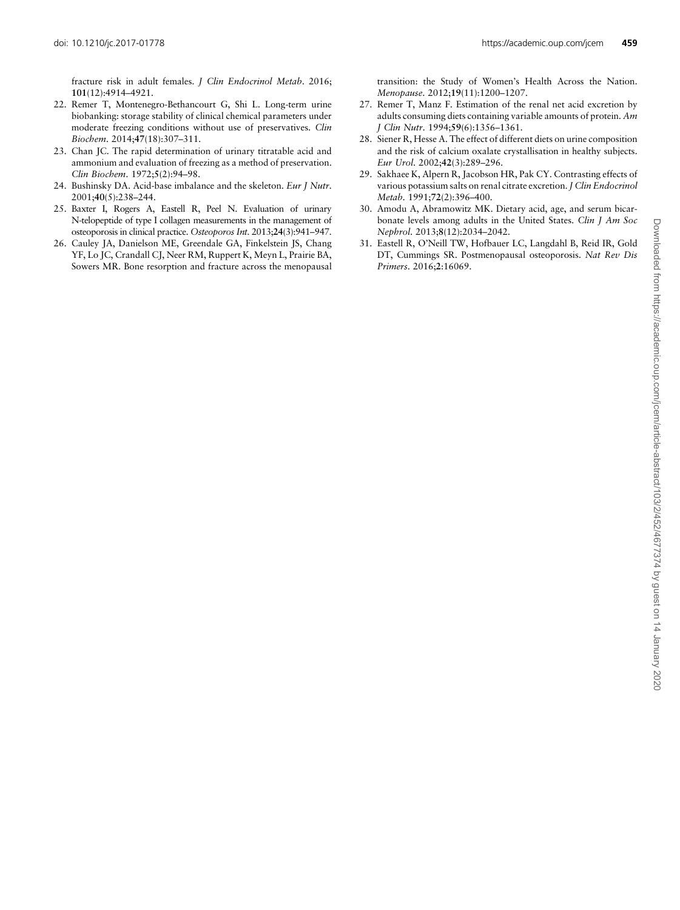fracture risk in adult females. *J Clin Endocrinol Metab*. 2016; **101**(12):4914–4921.

22. Remer T, Montenegro-Bethancourt G, Shi L. Long-term urine biobanking: storage stability of clinical chemical parameters under moderate freezing conditions without use of preservatives. *Clin Biochem*. 2014;**47**(18):307–311.
23. Chan JC. The rapid determination of urinary titratable acid and ammonium and evaluation of freezing as a method of preservation. *Clin Biochem*. 1972;**5**(2):94–98.
24. Bushinsky DA. Acid-base imbalance and the skeleton. *Eur J Nutr*. 2001;**40**(5):238–244.
25. Baxter I, Rogers A, Eastell R, Peel N. Evaluation of urinary N-telopeptide of type I collagen measurements in the management of osteoporosis in clinical practice. *Osteoporos Int*. 2013;**24**(3):941–947.
26. Cauley JA, Danielson ME, Greendale GA, Finkelstein JS, Chang YF, Lo JC, Crandall CJ, Neer RM, Ruppert K, Meyn L, Prairie BA, Sowers MR. Bone resorption and fracture across the menopausal transition: the Study of Women's Health Across the Nation. *Menopause*. 2012;**19**(11):1200–1207.
27. Remer T, Manz F. Estimation of the renal net acid excretion by adults consuming diets containing variable amounts of protein. *Am J Clin Nutr*. 1994;**59**(6):1356–1361.
28. Siener R, Hesse A. The effect of different diets on urine composition and the risk of calcium oxalate crystallisation in healthy subjects. *Eur Urol*. 2002;**42**(3):289–296.
29. Sakhaee K, Alpern R, Jacobson HR, Pak CY. Contrasting effects of various potassium salts on renal citrate excretion. *J Clin Endocrinol Metab*. 1991;**72**(2):396–400.
30. Amodu A, Abramowitz MK. Dietary acid, age, and serum bicarbonate levels among adults in the United States. *Clin J Am Soc Nephrol*. 2013;**8**(12):2034–2042.
31. Eastell R, O'Neill TW, Hofbauer LC, Langdahl B, Reid IR, Gold DT, Cummings SR. Postmenopausal osteoporosis. *Nat Rev Dis Primers*. 2016;**2**:16069.